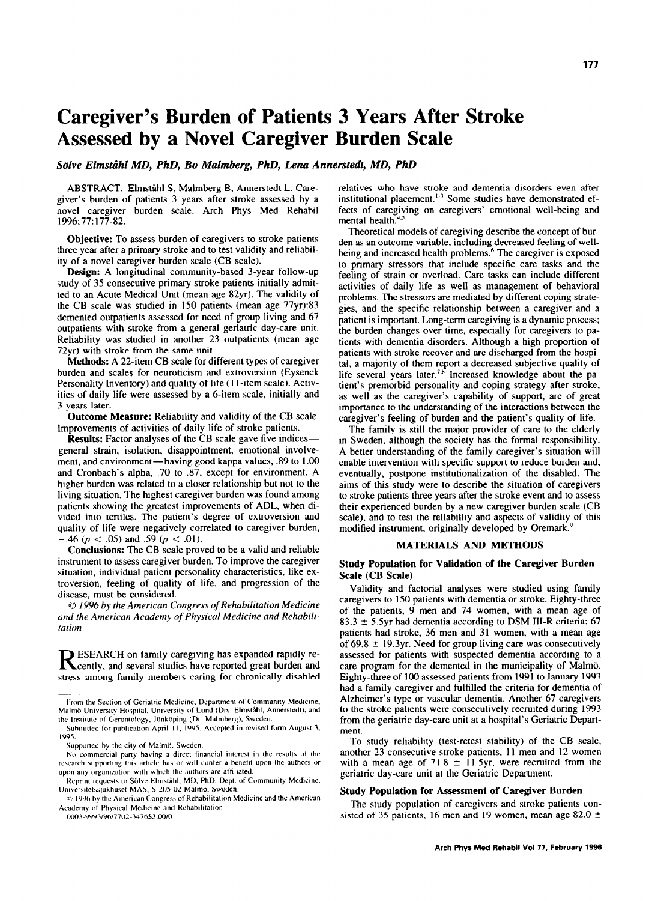# Caregiver's Burden of Patients 3 Years After Stroke Assessed by a Novel Caregiver Burden Scale

*Sölve Elmståhl MD, PhD, Bo Malmberg, PhD, Lena Annerstedt, MD, PhD*

ABSTRACT. Elmståhl S, Malmberg B, Annerstedt L. Caregiver's burden of patients 3 years after stroke assessed by a novel caregiver burden scale. Arch Phys Med Rehabil 1996;77:177-82.

**Objective:** To assess burden of caregivers to stroke patients three year after a primary stroke and to test validity and reliability of a novel caregiver burden scale (CB scale).

**Design:** A longitudinal community-based 3-year follow-up study of 35 consecutive primary stroke patients initially admitted to an Acute Medical Unit (mean age 82yr). The validity of the CB scale was studied in 150 patients (mean age 77yr):83 demented outpatients assessed for need of group living and 67 outpatients with stroke from a general geriatric day-care unit. Reliability was studied in another 23 outpatients (mean age 72yr) with stroke from the same unit.

**Methods:** A 22-item CB scale for different types of caregiver burden and scales for neuroticism and extroversion (Eysenck Personality Inventory) and quality of life (11-item scale). Activities of daily life were assessed by a 6-item scale, initially and 3 years later.

**Outcome Measure:** Reliability and validity of the CB scale. Improvements of activities of daily life of stroke patients.

**Results:** Factor analyses of the CB scale gave five indices—general strain, isolation, disappointment, emotional involvement, and environment—having good kappa values, .89 to 1.00 and Cronbach's alpha, .70 to .87, except for environment. A higher burden was related to a closer relationship but not to the living situation. The highest caregiver burden was found among patients showing the greatest improvements of ADL, when divided into tertiles. The patient's degree of extroversion and quality of life were negatively correlated to caregiver burden, $-.46$ ($p < .05$) and $.59$ ($p < .01$).

**Conclusions:** The CB scale proved to be a valid and reliable instrument to assess caregiver burden. To improve the caregiver situation, individual patient personality characteristics, like extroversion, feeling of quality of life, and progression of the disease, must be considered.

*© 1996 by the American Congress of Rehabilitation Medicine and the American Academy of Physical Medicine and Rehabilitation*

RESEARCH on family caregiving has expanded rapidly recently, and several studies have reported great burden and stress among family members caring for chronically disabled relatives who have stroke and dementia disorders even after institutional placement.[1-3] Some studies have demonstrated effects of caregiving on caregivers' emotional well-being and mental health.[4,5]

Theoretical models of caregiving describe the concept of burden as an outcome variable, including decreased feeling of well-being and increased health problems.[6] The caregiver is exposed to primary stressors that include specific care tasks and the feeling of strain or overload. Care tasks can include different activities of daily life as well as management of behavioral problems. The stressors are mediated by different coping strategies, and the specific relationship between a caregiver and a patient is important. Long-term caregiving is a dynamic process; the burden changes over time, especially for caregivers to patients with dementia disorders. Although a high proportion of patients with stroke recover and are discharged from the hospital, a majority of them report a decreased subjective quality of life several years later.[7,8] Increased knowledge about the patient's premorbid personality and coping strategy after stroke, as well as the caregiver's capability of support, are of great importance to the understanding of the interactions between the caregiver's feeling of burden and the patient's quality of life.

The family is still the major provider of care to the elderly in Sweden, although the society has the formal responsibility. A better understanding of the family caregiver's situation will enable intervention with specific support to reduce burden and, eventually, postpone institutionalization of the disabled. The aims of this study were to describe the situation of caregivers to stroke patients three years after the stroke event and to assess their experienced burden by a new caregiver burden scale (CB scale), and to test the reliability and aspects of validity of this modified instrument, originally developed by Oremark.[9]

## MATERIALS AND METHODS

### Study Population for Validation of the Caregiver Burden Scale (CB Scale)

Validity and factorial analyses were studied using family caregivers to 150 patients with dementia or stroke. Eighty-three of the patients, 9 men and 74 women, with a mean age of $83.3 \pm 5.5$yr had dementia according to DSM III-R criteria; 67 patients had stroke, 36 men and 31 women, with a mean age of $69.8 \pm 19.3$yr. Need for group living care was consecutively assessed for patients with suspected dementia according to a care program for the demented in the municipality of Malmö. Eighty-three of 100 assessed patients from 1991 to January 1993 had a family caregiver and fulfilled the criteria for dementia of Alzheimer's type or vascular dementia. Another 67 caregivers to the stroke patients were consecutively recruited during 1993 from the geriatric day-care unit at a hospital's Geriatric Department.

To study reliability (test-retest stability) of the CB scale, another 23 consecutive stroke patients, 11 men and 12 women with a mean age of $71.8 \pm 11.5$yr, were recruited from the geriatric day-care unit at the Geriatric Department.

### Study Population for Assessment of Caregiver Burden

The study population of caregivers and stroke patients consisted of 35 patients, 16 men and 19 women, mean age 82.0 ±

---

From the Section of Geriatric Medicine, Department of Community Medicine, Malmö University Hospital, University of Lund (Drs. Elmståhl, Annerstedt), and the Institute of Gerontology, Jönköping (Dr. Malmberg), Sweden.

Submitted for publication April 11, 1995. Accepted in revised form August 3, 1995.

Supported by the city of Malmö, Sweden.

No commercial party having a direct financial interest in the results of the research supporting this article has or will confer a benefit upon the authors or upon any organization with which the authors are affiliated.

Reprint requests to Sölve Elmståhl, MD, PhD, Dept. of Community Medicine, Universitetssjukhuset MAS, S-205 02 Malmö, Sweden.

© 1996 by the American Congress of Rehabilitation Medicine and the American Academy of Physical Medicine and Rehabilitation

0003-9993/96/7702-3476$3.00/0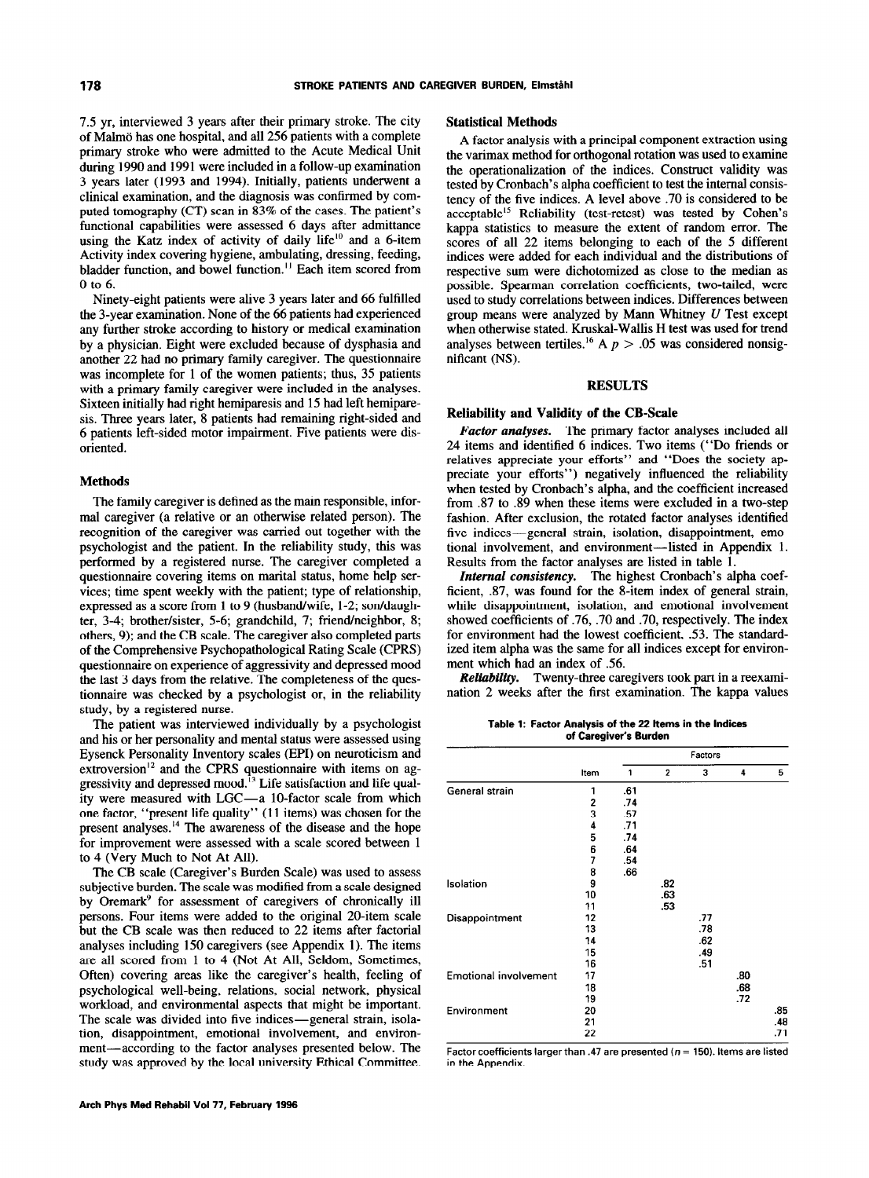7.5 yr, interviewed 3 years after their primary stroke. The city of Malmö has one hospital, and all 256 patients with a complete primary stroke who were admitted to the Acute Medical Unit during 1990 and 1991 were included in a follow-up examination 3 years later (1993 and 1994). Initially, patients underwent a clinical examination, and the diagnosis was confirmed by computed tomography (CT) scan in 83% of the cases. The patient's functional capabilities were assessed 6 days after admittance using the Katz index of activity of daily life[10] and a 6-item Activity index covering hygiene, ambulating, dressing, feeding, bladder function, and bowel function.[11] Each item scored from 0 to 6.

Ninety-eight patients were alive 3 years later and 66 fulfilled the 3-year examination. None of the 66 patients had experienced any further stroke according to history or medical examination by a physician. Eight were excluded because of dysphasia and another 22 had no primary family caregiver. The questionnaire was incomplete for 1 of the women patients; thus, 35 patients with a primary family caregiver were included in the analyses. Sixteen initially had right hemiparesis and 15 had left hemiparesis. Three years later, 8 patients had remaining right-sided and 6 patients left-sided motor impairment. Five patients were disoriented.

### Methods

The family caregiver is defined as the main responsible, informal caregiver (a relative or an otherwise related person). The recognition of the caregiver was carried out together with the psychologist and the patient. In the reliability study, this was performed by a registered nurse. The caregiver completed a questionnaire covering items on marital status, home help services; time spent weekly with the patient; type of relationship, expressed as a score from 1 to 9 (husband/wife, 1-2; son/daughter, 3-4; brother/sister, 5-6; grandchild, 7; friend/neighbor, 8; others, 9); and the CB scale. The caregiver also completed parts of the Comprehensive Psychopathological Rating Scale (CPRS) questionnaire on experience of aggressivity and depressed mood the last 3 days from the relative. The completeness of the questionnaire was checked by a psychologist or, in the reliability study, by a registered nurse.

The patient was interviewed individually by a psychologist and his or her personality and mental status were assessed using Eysenck Personality Inventory scales (EPI) on neuroticism and extroversion[12] and the CPRS questionnaire with items on aggressivity and depressed mood.[13] Life satisfaction and life quality were measured with LGC—a 10-factor scale from which one factor, "present life quality" (11 items) was chosen for the present analyses.[14] The awareness of the disease and the hope for improvement were assessed with a scale scored between 1 to 4 (Very Much to Not At All).

The CB scale (Caregiver's Burden Scale) was used to assess subjective burden. The scale was modified from a scale designed by Oremark[9] for assessment of caregivers of chronically ill persons. Four items were added to the original 20-item scale but the CB scale was then reduced to 22 items after factorial analyses including 150 caregivers (see Appendix 1). The items are all scored from 1 to 4 (Not At All, Seldom, Sometimes, Often) covering areas like the caregiver's health, feeling of psychological well-being, relations, social network, physical workload, and environmental aspects that might be important. The scale was divided into five indices—general strain, isolation, disappointment, emotional involvement, and environment—according to the factor analyses presented below. The study was approved by the local university Ethical Committee.

### Statistical Methods

A factor analysis with a principal component extraction using the varimax method for orthogonal rotation was used to examine the operationalization of the indices. Construct validity was tested by Cronbach's alpha coefficient to test the internal consistency of the five indices. A level above .70 is considered to be acceptable[15] Reliability (test-retest) was tested by Cohen's kappa statistics to measure the extent of random error. The scores of all 22 items belonging to each of the 5 different indices were added for each individual and the distributions of respective sum were dichotomized as close to the median as possible. Spearman correlation coefficients, two-tailed, were used to study correlations between indices. Differences between group means were analyzed by Mann Whitney $U$ Test except when otherwise stated. Kruskal-Wallis H test was used for trend analyses between tertiles.[16] A $p > .05$ was considered nonsignificant (NS).

## RESULTS

### Reliability and Validity of the CB-Scale

***Factor analyses.*** The primary factor analyses included all 24 items and identified 6 indices. Two items ("Do friends or relatives appreciate your efforts" and "Does the society appreciate your efforts") negatively influenced the reliability when tested by Cronbach's alpha, and the coefficient increased from .87 to .89 when these items were excluded in a two-step fashion. After exclusion, the rotated factor analyses identified five indices—general strain, isolation, disappointment, emotional involvement, and environment—listed in Appendix 1. Results from the factor analyses are listed in table 1.

***Internal consistency.*** The highest Cronbach's alpha coefficient, .87, was found for the 8-item index of general strain, while disappointment, isolation, and emotional involvement showed coefficients of .76, .70 and .70, respectively. The index for environment had the lowest coefficient, .53. The standardized item alpha was the same for all indices except for environment which had an index of .56.

***Reliability.*** Twenty-three caregivers took part in a reexamination 2 weeks after the first examination. The kappa values

**Table 1: Factor Analysis of the 22 Items in the Indices of Caregiver's Burden**

| | | Factors | | | | |
|---|---|---|---|---|---|---|
| | Item | 1 | 2 | 3 | 4 | 5 |
| General strain | 1 | .61 | | | | |
| | 2 | .74 | | | | |
| | 3 | .57 | | | | |
| | 4 | .71 | | | | |
| | 5 | .74 | | | | |
| | 6 | .64 | | | | |
| | 7 | .54 | | | | |
| | 8 | .66 | | | | |
| Isolation | 9 | | .82 | | | |
| | 10 | | .63 | | | |
| | 11 | | .53 | | | |
| Disappointment | 12 | | | .77 | | |
| | 13 | | | .78 | | |
| | 14 | | | .62 | | |
| | 15 | | | .49 | | |
| | 16 | | | .51 | | |
| Emotional involvement | 17 | | | | .80 | |
| | 18 | | | | .68 | |
| | 19 | | | | .72 | |
| Environment | 20 | | | | | .85 |
| | 21 | | | | | .48 |
| | 22 | | | | | .71 |

Factor coefficients larger than .47 are presented ($n = 150$). Items are listed in the Appendix.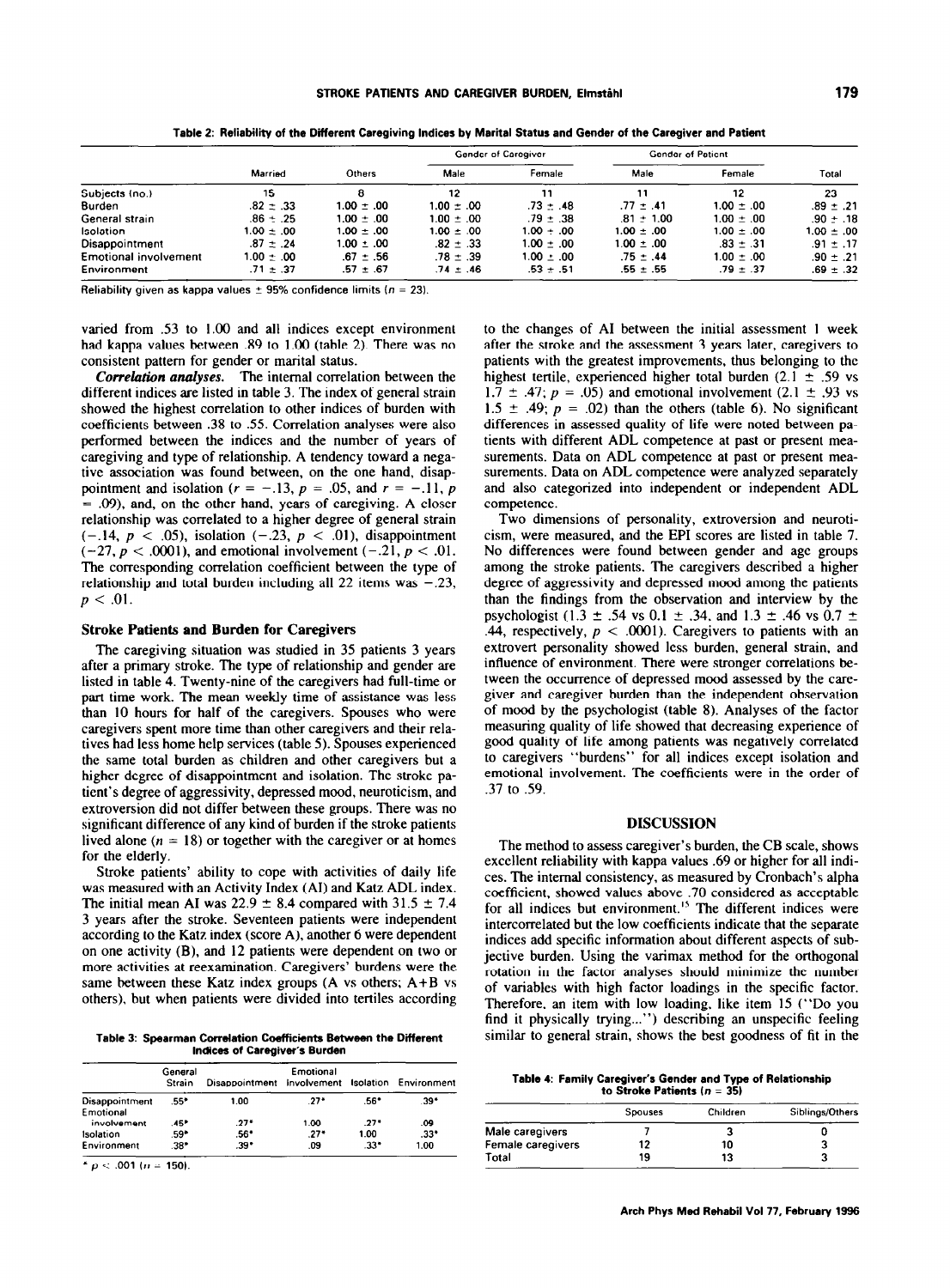Table 2: Reliability of the Different Caregiving Indices by Marital Status and Gender of the Caregiver and Patient

| | Married | Others | Gender of Caregiver | | Gender of Patient | | Total |
|---|---|---|---|---|---|---|---|
| | | | Male | Female | Male | Female | |
| Subjects (no.) | 15 | 8 | 12 | 11 | 11 | 12 | 23 |
| Burden | .82 ± .33 | 1.00 ± .00 | 1.00 ± .00 | .73 ± .48 | .77 ± .41 | 1.00 ± .00 | .89 ± .21 |
| General strain | .86 ± .25 | 1.00 ± .00 | 1.00 ± .00 | .79 ± .38 | .81 ± 1.00 | 1.00 ± .00 | .90 ± .18 |
| Isolation | 1.00 ± .00 | 1.00 ± .00 | 1.00 ± .00 | 1.00 ± .00 | 1.00 ± .00 | 1.00 ± .00 | 1.00 ± .00 |
| Disappointment | .87 ± .24 | 1.00 ± .00 | .82 ± .33 | 1.00 ± .00 | 1.00 ± .00 | .83 ± .31 | .91 ± .17 |
| Emotional involvement | 1.00 ± .00 | .67 ± .56 | .78 ± .39 | 1.00 ± .00 | .75 ± .44 | 1.00 ± .00 | .90 ± .21 |
| Environment | .71 ± .37 | .57 ± .67 | .74 ± .46 | .53 ± .51 | .55 ± .55 | .79 ± .37 | .69 ± .32 |

Reliability given as kappa values ± 95% confidence limits ($n = 23$).

varied from .53 to 1.00 and all indices except environment had kappa values between .89 to 1.00 (table 2). There was no consistent pattern for gender or marital status.

***Correlation analyses.*** The internal correlation between the different indices are listed in table 3. The index of general strain showed the highest correlation to other indices of burden with coefficients between .38 to .55. Correlation analyses were also performed between the indices and the number of years of caregiving and type of relationship. A tendency toward a negative association was found between, on the one hand, disappointment and isolation ($r = -.13$, $p = .05$, and $r = -.11$, $p = .09$), and, on the other hand, years of caregiving. A closer relationship was correlated to a higher degree of general strain ($-.14$, $p < .05$), isolation ($-.23$, $p < .01$), disappointment ($-27$, $p < .0001$), and emotional involvement ($-.21$, $p < .01$. The corresponding correlation coefficient between the type of relationship and total burden including all 22 items was $-.23$, $p < .01$.

## Stroke Patients and Burden for Caregivers

The caregiving situation was studied in 35 patients 3 years after a primary stroke. The type of relationship and gender are listed in table 4. Twenty-nine of the caregivers had full-time or part time work. The mean weekly time of assistance was less than 10 hours for half of the caregivers. Spouses who were caregivers spent more time than other caregivers and their relatives had less home help services (table 5). Spouses experienced the same total burden as children and other caregivers but a higher degree of disappointment and isolation. The stroke patient's degree of aggressivity, depressed mood, neuroticism, and extroversion did not differ between these groups. There was no significant difference of any kind of burden if the stroke patients lived alone ($n = 18$) or together with the caregiver or at homes for the elderly.

Stroke patients' ability to cope with activities of daily life was measured with an Activity Index (AI) and Katz ADL index. The initial mean AI was 22.9 ± 8.4 compared with 31.5 ± 7.4 3 years after the stroke. Seventeen patients were independent according to the Katz index (score A), another 6 were dependent on one activity (B), and 12 patients were dependent on two or more activities at reexamination. Caregivers' burdens were the same between these Katz index groups (A vs others; A+B vs others), but when patients were divided into tertiles according to the changes of AI between the initial assessment 1 week after the stroke and the assessment 3 years later, caregivers to patients with the greatest improvements, thus belonging to the highest tertile, experienced higher total burden (2.1 ± .59 vs 1.7 ± .47; $p = .05$) and emotional involvement (2.1 ± .93 vs 1.5 ± .49; $p = .02$) than the others (table 6). No significant differences in assessed quality of life were noted between patients with different ADL competence at past or present measurements. Data on ADL competence at past or present measurements. Data on ADL competence were analyzed separately and also categorized into independent or independent ADL competence.

Two dimensions of personality, extroversion and neuroticism, were measured, and the EPI scores are listed in table 7. No differences were found between gender and age groups among the stroke patients. The caregivers described a higher degree of aggressivity and depressed mood among the patients than the findings from the observation and interview by the psychologist (1.3 ± .54 vs 0.1 ± .34, and 1.3 ± .46 vs 0.7 ± .44, respectively, $p < .0001$). Caregivers to patients with an extrovert personality showed less burden, general strain, and influence of environment. There were stronger correlations between the occurrence of depressed mood assessed by the caregiver and caregiver burden than the independent observation of mood by the psychologist (table 8). Analyses of the factor measuring quality of life showed that decreasing experience of good quality of life among patients was negatively correlated to caregivers "burdens" for all indices except isolation and emotional involvement. The coefficients were in the order of .37 to .59.

Table 3: Spearman Correlation Coefficients Between the Different Indices of Caregiver's Burden

| | General Strain | Disappointment | Emotional Involvement | Isolation | Environment |
|---|---|---|---|---|---|
| Disappointment | .55* | 1.00 | .27* | .56* | .39* |
| Emotional involvement | .45* | .27* | 1.00 | .27* | .09 |
| Isolation | .59* | .56* | .27* | 1.00 | .33* |
| Environment | .38* | .39* | .09 | .33* | 1.00 |

* $p < .001$ ($n = 150$).

## DISCUSSION

The method to assess caregiver's burden, the CB scale, shows excellent reliability with kappa values .69 or higher for all indices. The internal consistency, as measured by Cronbach's alpha coefficient, showed values above .70 considered as acceptable for all indices but environment.[15] The different indices were intercorrelated but the low coefficients indicate that the separate indices add specific information about different aspects of subjective burden. Using the varimax method for the orthogonal rotation in the factor analyses should minimize the number of variables with high factor loadings in the specific factor. Therefore, an item with low loading, like item 15 ("Do you find it physically trying...") describing an unspecific feeling similar to general strain, shows the best goodness of fit in the

Table 4: Family Caregiver's Gender and Type of Relationship to Stroke Patients ($n = 35$)

| | Spouses | Children | Siblings/Others |
|---|---|---|---|
| Male caregivers | 7 | 3 | 0 |
| Female caregivers | 12 | 10 | 3 |
| Total | 19 | 13 | 3 |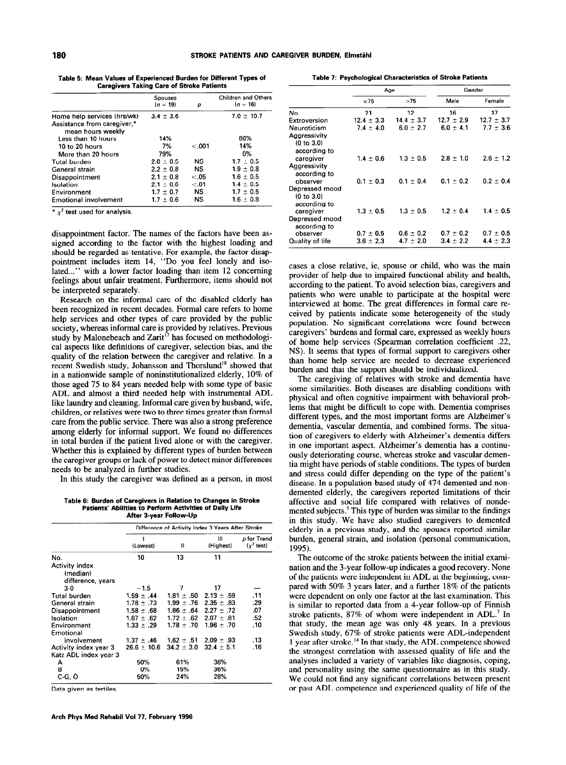**Table 5: Mean Values of Experienced Burden for Different Types of Caregivers Taking Care of Stroke Patients**

| | Spouses (n = 19) | p | Children and Others (n = 16) |
|---|---|---|---|
| Home help services (hrs/wk) | 3.4 ± 3.6 | | 7.0 ± 10.7 |
| Assistance from caregiver,* mean hours weekly | | | |
| Less than 10 hours | 14% | | 86% |
| 10 to 20 hours | 7% | <.001 | 14% |
| More than 20 hours | 79% | | 0% |
| Total burden | 2.0 ± 0.5 | NS | 1.7 ± 0.5 |
| General strain | 2.2 ± 0.8 | NS | 1.9 ± 0.8 |
| Disappointment | 2.1 ± 0.8 | <.05 | 1.6 ± 0.5 |
| Isolation | 2.1 ± 0.6 | <.01 | 1.4 ± 0.5 |
| Environment | 1.7 ± 0.7 | NS | 1.7 ± 0.5 |
| Emotional involvement | 1.7 ± 0.6 | NS | 1.6 ± 0.8 |

\* $\chi^2$ test used for analysis.

disappointment factor. The names of the factors have been assigned according to the factor with the highest loading and should be regarded as tentative. For example, the factor disappointment includes item 14, "Do you feel lonely and isolated..." with a lower factor loading than item 12 concerning feelings about unfair treatment. Furthermore, items should not be interpreted separately.

Research on the informal care of the disabled elderly has been recognized in recent decades. Formal care refers to home help services and other types of care provided by the public society, whereas informal care is provided by relatives. Previous study by Malonebeach and Zarit[17] has focused on methodological aspects like definitions of caregiver, selection bias, and the quality of the relation between the caregiver and relative. In a recent Swedish study, Johansson and Thorslund[18] showed that in a nationwide sample of noninstitutionalized elderly, 10% of those aged 75 to 84 years needed help with some type of basic ADL and almost a third needed help with instrumental ADL like laundry and cleaning. Informal care given by husband, wife, children, or relatives were two to three times greater than formal care from the public service. There was also a strong preference among elderly for informal support. We found no differences in total burden if the patient lived alone or with the caregiver. Whether this is explained by different types of burden between the caregiver groups or lack of power to detect minor differences needs to be analyzed in further studies.

In this study the caregiver was defined as a person, in most

**Table 6: Burden of Caregivers in Relation to Changes in Stroke Patients' Abilities to Perform Activities of Daily Life After 3-year Follow-Up**

| | Difference of Activity Index 3 Years After Stroke | | | |
|---|---|---|---|---|
| | I (Lowest) | II | III (Highest) | p for Trend ($\chi^2$ test) |
| No. | 10 | 13 | 11 | |
| Activity index (median) difference, years 3-0 | −1.5 | 7 | 17 | — |
| Total burden | 1.59 ± .44 | 1.81 ± .50 | 2.13 ± .59 | .11 |
| General strain | 1.78 ± .73 | 1.99 ± .76 | 2.35 ± .83 | .29 |
| Disappointment | 1.58 ± .68 | 1.86 ± .64 | 2.27 ± .72 | .07 |
| Isolation | 1.67 ± .62 | 1.72 ± .62 | 2.07 ± .81 | .52 |
| Environment | 1.33 ± .29 | 1.78 ± .70 | 1.96 ± .70 | .10 |
| Emotional involvement | 1.37 ± .46 | 1.62 ± .51 | 2.09 ± .93 | .13 |
| Activity index year 3 | 26.6 ± 10.6 | 34.2 ± 3.0 | 32.4 ± 5.1 | .16 |
| Katz ADL index year 3 | | | | |
| A | 50% | 61% | 36% | |
| B | 0% | 15% | 36% | |
| C-G, Ö | 50% | 24% | 28% | |

Data given as tertiles.

**Table 7: Psychological Characteristics of Stroke Patients**

| | Age | | Gender | |
|---|---|---|---|---|
| | ≤75 | >75 | Male | Female |
| No. | 21 | 12 | 16 | 17 |
| Extroversion | 12.4 ± 3.3 | 14.4 ± 3.7 | 12.7 ± 2.9 | 12.7 ± 3.7 |
| Neuroticism | 7.4 ± 4.0 | 6.0 ± 2.7 | 6.0 ± 4.1 | 7.7 ± 3.6 |
| Aggressivity (0 to 3.0) according to caregiver | 1.4 ± 0.6 | 1.3 ± 0.5 | 2.8 ± 1.0 | 2.6 ± 1.2 |
| Aggressivity according to observer | 0.1 ± 0.3 | 0.1 ± 0.4 | 0.1 ± 0.2 | 0.2 ± 0.4 |
| Depressed mood (0 to 3.0) according to caregiver | 1.3 ± 0.5 | 1.3 ± 0.5 | 1.2 ± 0.4 | 1.4 ± 0.5 |
| Depressed mood according to observer | 0.7 ± 0.5 | 0.6 ± 0.2 | 0.7 ± 0.2 | 0.7 ± 0.5 |
| Quality of life | 3.6 ± 2.3 | 4.7 ± 2.0 | 3.4 ± 2.2 | 4.4 ± 2.3 |

cases a close relative, ie, spouse or child, who was the main provider of help due to impaired functional ability and health, according to the patient. To avoid selection bias, caregivers and patients who were unable to participate at the hospital were interviewed at home. The great differences in formal care received by patients indicate some heterogeneity of the study population. No significant correlations were found between caregivers' burdens and formal care, expressed as weekly hours of home help services (Spearman correlation coefficient .22, NS). It seems that types of formal support to caregivers other than home help service are needed to decrease experienced burden and that the support should be individualized.

The caregiving of relatives with stroke and dementia have some similarities. Both diseases are disabling conditions with physical and often cognitive impairment with behavioral problems that might be difficult to cope with. Dementia comprises different types, and the most important forms are Alzheimer's dementia, vascular dementia, and combined forms. The situation of caregivers to elderly with Alzheimer's dementia differs in one important aspect. Alzheimer's dementia has a continuously deteriorating course, whereas stroke and vascular dementia might have periods of stable conditions. The types of burden and stress could differ depending on the type of the patient's disease. In a population-based study of 474 demented and nondemented elderly, the caregivers reported limitations of their affective and social life compared with relatives of nondemented subjects.[5] This type of burden was similar to the findings in this study. We have also studied caregivers to demented elderly in a previous study, and the spouses reported similar burden, general strain, and isolation (personal communication, 1995).

The outcome of the stroke patients between the initial examination and the 3-year follow-up indicates a good recovery. None of the patients were independent in ADL at the beginning, compared with 50% 3 years later, and a further 18% of the patients were dependent on only one factor at the last examination. This is similar to reported data from a 4-year follow-up of Finnish stroke patients, 87% of whom were independent in ADL.[7] In that study, the mean age was only 48 years. In a previous Swedish study, 67% of stroke patients were ADL-independent 1 year after stroke.[14] In that study, the ADL competence showed the strongest correlation with assessed quality of life and the analyses included a variety of variables like diagnosis, coping, and personality using the same questionnaire as in this study. We could not find any significant correlations between present or past ADL competence and experienced quality of life of the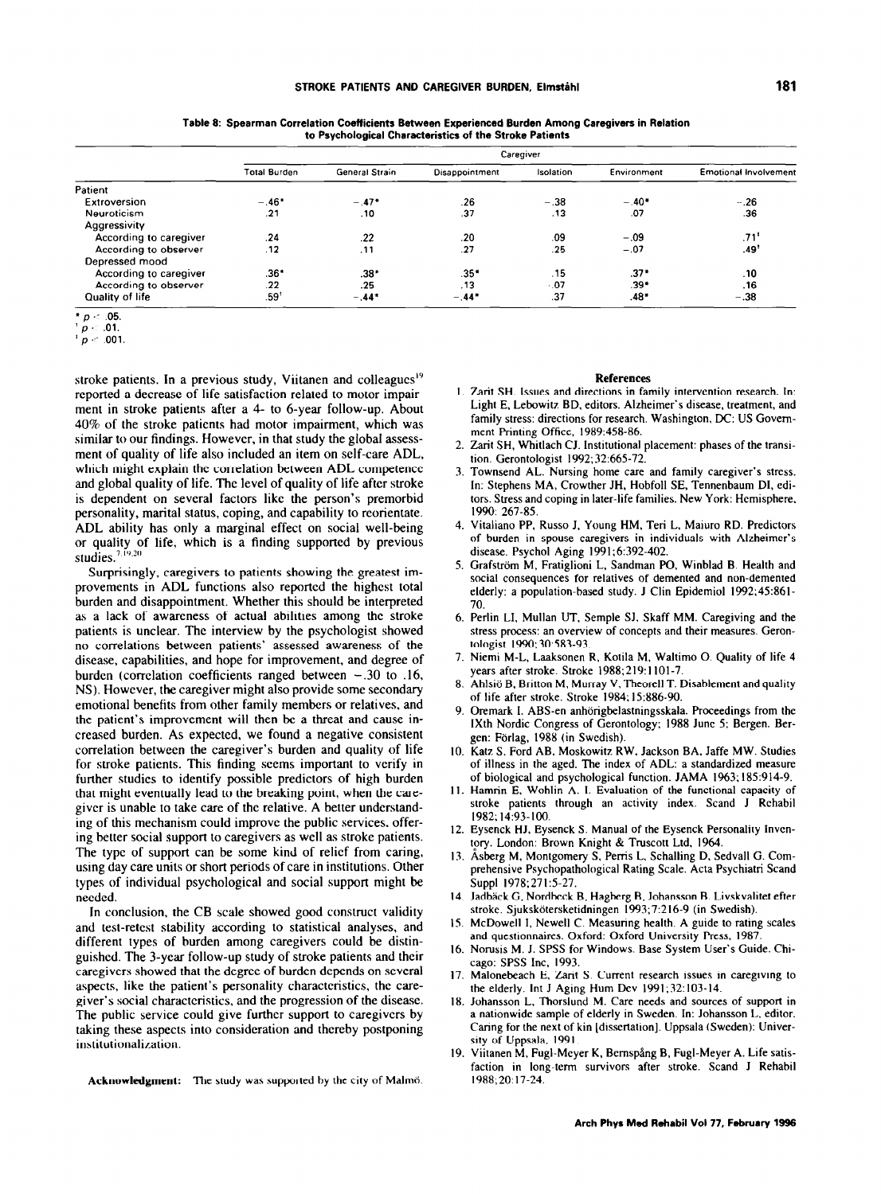**Table 8: Spearman Correlation Coefficients Between Experienced Burden Among Caregivers in Relation to Psychological Characteristics of the Stroke Patients**

| | Caregiver | | | | | |
|---|---|---|---|---|---|---|
| | Total Burden | General Strain | Disappointment | Isolation | Environment | Emotional Involvement |
| Patient | | | | | | |
| Extroversion | −.46* | −.47* | .26 | −.38 | −.40* | −.26 |
| Neuroticism | .21 | .10 | .37 | .13 | .07 | .36 |
| Aggressivity | | | | | | |
| According to caregiver | .24 | .22 | .20 | .09 | −.09 | .71‡ |
| According to observer | .12 | .11 | .27 | .25 | −.07 | .49† |
| Depressed mood | | | | | | |
| According to caregiver | .36* | .38* | .35* | .15 | .37* | .10 |
| According to observer | .22 | .25 | .13 | .07 | .39* | .16 |
| Quality of life | .59† | −.44* | −.44* | .37 | .48* | −.38 |

* $p < .05$.
† $p < .01$.
‡ $p < .001$.

stroke patients. In a previous study, Viitanen and colleagues[19] reported a decrease of life satisfaction related to motor impairment in stroke patients after a 4- to 6-year follow-up. About 40% of the stroke patients had motor impairment, which was similar to our findings. However, in that study the global assessment of quality of life also included an item on self-care ADL, which might explain the correlation between ADL competence and global quality of life. The level of quality of life after stroke is dependent on several factors like the person's premorbid personality, marital status, coping, and capability to reorientate. ADL ability has only a marginal effect on social well-being or quality of life, which is a finding supported by previous studies.[7,19,20]

Surprisingly, caregivers to patients showing the greatest improvements in ADL functions also reported the highest total burden and disappointment. Whether this should be interpreted as a lack of awareness of actual abilities among the stroke patients is unclear. The interview by the psychologist showed no correlations between patients' assessed awareness of the disease, capabilities, and hope for improvement, and degree of burden (correlation coefficients ranged between −.30 to .16, NS). However, the caregiver might also provide some secondary emotional benefits from other family members or relatives, and the patient's improvement will then be a threat and cause increased burden. As expected, we found a negative consistent correlation between the caregiver's burden and quality of life for stroke patients. This finding seems important to verify in further studies to identify possible predictors of high burden that might eventually lead to the breaking point, when the caregiver is unable to take care of the relative. A better understanding of this mechanism could improve the public services, offering better social support to caregivers as well as stroke patients. The type of support can be some kind of relief from caring, using day care units or short periods of care in institutions. Other types of individual psychological and social support might be needed.

In conclusion, the CB scale showed good construct validity and test-retest stability according to statistical analyses, and different types of burden among caregivers could be distinguished. The 3-year follow-up study of stroke patients and their caregivers showed that the degree of burden depends on several aspects, like the patient's personality characteristics, the caregiver's social characteristics, and the progression of the disease. The public service could give further support to caregivers by taking these aspects into consideration and thereby postponing institutionalization.

**Acknowledgment:** The study was supported by the city of Malmö.

## References

1. Zarit SH. Issues and directions in family intervention research. In: Light E, Lebowitz BD, editors. Alzheimer's disease, treatment, and family stress: directions for research. Washington, DC: US Government Printing Office, 1989:458-86.
2. Zarit SH, Whitlach CJ. Institutional placement: phases of the transition. Gerontologist 1992;32:665-72.
3. Townsend AL. Nursing home care and family caregiver's stress. In: Stephens MA, Crowther JH, Hobfoll SE, Tennenbaum DI, editors. Stress and coping in later-life families. New York: Hemisphere, 1990: 267-85.
4. Vitaliano PP, Russo J, Young HM, Teri L, Maiuro RD. Predictors of burden in spouse caregivers in individuals with Alzheimer's disease. Psychol Aging 1991;6:392-402.
5. Grafström M, Fratiglioni L, Sandman PO, Winblad B. Health and social consequences for relatives of demented and non-demented elderly: a population-based study. J Clin Epidemiol 1992;45:861-70.
6. Perlin LI, Mullan UT, Semple SJ, Skaff MM. Caregiving and the stress process: an overview of concepts and their measures. Gerontologist 1990;30:583-93.
7. Niemi M-L, Laaksonen R, Kotila M, Waltimo O. Quality of life 4 years after stroke. Stroke 1988;219:1101-7.
8. Ahlsiö B, Britton M, Murray V, Theorell T. Disablement and quality of life after stroke. Stroke 1984;15:886-90.
9. Oremark I. ABS-en anhörigbelastningsskala. Proceedings from the IXth Nordic Congress of Gerontology; 1988 June 5; Bergen. Bergen: Förlag, 1988 (in Swedish).
10. Katz S, Ford AB, Moskowitz RW, Jackson BA, Jaffe MW. Studies of illness in the aged. The index of ADL: a standardized measure of biological and psychological function. JAMA 1963;185:914-9.
11. Hamrin E, Wohlin A. I. Evaluation of the functional capacity of stroke patients through an activity index. Scand J Rehabil 1982;14:93-100.
12. Eysenck HJ, Eysenck S. Manual of the Eysenck Personality Inventory. London: Brown Knight & Truscott Ltd, 1964.
13. Åsberg M, Montgomery S, Perris L, Schalling D, Sedvall G. Comprehensive Psychopathological Rating Scale. Acta Psychiatri Scand Suppl 1978;271:5-27.
14. Jadbäck G, Nordbeck B, Hagberg B, Johansson B. Livskvalitet efter stroke. Sjuksköterskettidningen 1993;7:216-9 (in Swedish).
15. McDowell I, Newell C. Measuring health. A guide to rating scales and questionnaires. Oxford: Oxford University Press, 1987.
16. Norusis M. J. SPSS for Windows. Base System User's Guide. Chicago: SPSS Inc, 1993.
17. Malonebeach E, Zarit S. Current research issues in caregiving to the elderly. Int J Aging Hum Dev 1991;32:103-14.
18. Johansson L, Thorslund M. Care needs and sources of support in a nationwide sample of elderly in Sweden. In: Johansson L, editor. Caring for the next of kin [dissertation]. Uppsala (Sweden): University of Uppsala, 1991.
19. Viitanen M, Fugl-Meyer K, Bernspång B, Fugl-Meyer A. Life satisfaction in long-term survivors after stroke. Scand J Rehabil 1988;20:17-24.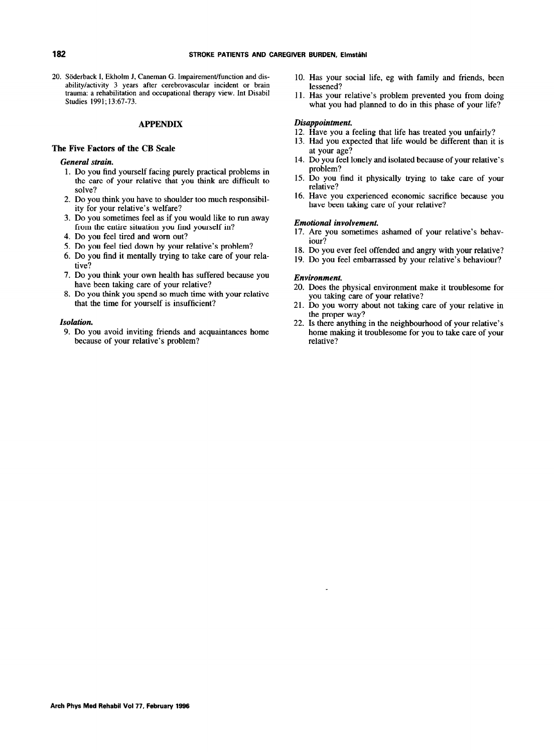20. Söderback I, Ekholm J, Caneman G. Impairement/function and disability/activity 3 years after cerebrovascular incident or brain trauma: a rehabilitation and occupational therapy view. Int Disabil Studies 1991;13:67-73.

## APPENDIX

### The Five Factors of the CB Scale

***General strain.***

1. Do you find yourself facing purely practical problems in the care of your relative that you think are difficult to solve?
2. Do you think you have to shoulder too much responsibility for your relative's welfare?
3. Do you sometimes feel as if you would like to run away from the entire situation you find yourself in?
4. Do you feel tired and worn out?
5. Do you feel tied down by your relative's problem?
6. Do you find it mentally trying to take care of your relative?
7. Do you think your own health has suffered because you have been taking care of your relative?
8. Do you think you spend so much time with your relative that the time for yourself is insufficient?

***Isolation.***

9. Do you avoid inviting friends and acquaintances home because of your relative's problem?
10. Has your social life, eg with family and friends, been lessened?
11. Has your relative's problem prevented you from doing what you had planned to do in this phase of your life?

***Disappointment.***

12. Have you a feeling that life has treated you unfairly?
13. Had you expected that life would be different than it is at your age?
14. Do you feel lonely and isolated because of your relative's problem?
15. Do you find it physically trying to take care of your relative?
16. Have you experienced economic sacrifice because you have been taking care of your relative?

***Emotional involvement.***

17. Are you sometimes ashamed of your relative's behaviour?
18. Do you ever feel offended and angry with your relative?
19. Do you feel embarrassed by your relative's behaviour?

***Environment.***

20. Does the physical environment make it troublesome for you taking care of your relative?
21. Do you worry about not taking care of your relative in the proper way?
22. Is there anything in the neighbourhood of your relative's home making it troublesome for you to take care of your relative?